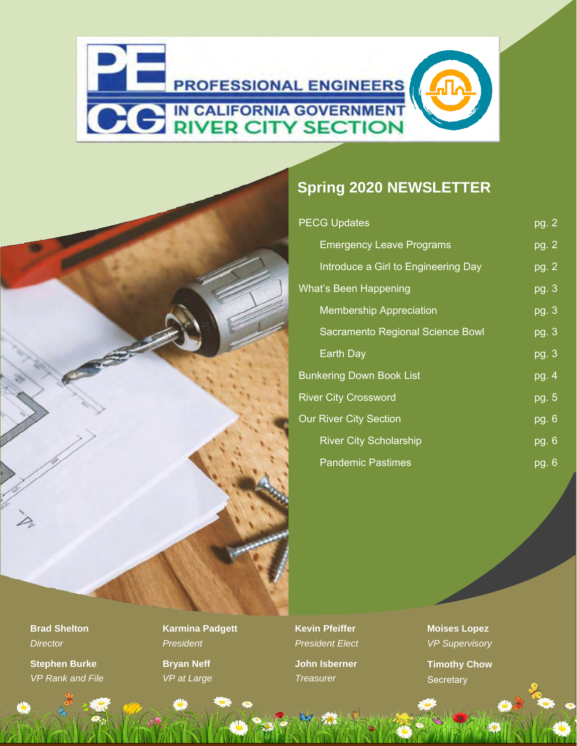# PROFESSIONAL ENGINEERS IN CALIFORNIA GOVERNMENT RIVER CITY SECTION

## Spring 2020 NEWSLETTER

| | |
|---|---|
| PECG Updates | pg. 2 |
| Emergency Leave Programs | pg. 2 |
| Introduce a Girl to Engineering Day | pg. 2 |
| What's Been Happening | pg. 3 |
| Membership Appreciation | pg. 3 |
| Sacramento Regional Science Bowl | pg. 3 |
| Earth Day | pg. 3 |
| Bunkering Down Book List | pg. 4 |
| River City Crossword | pg. 5 |
| Our River City Section | pg. 6 |
| River City Scholarship | pg. 6 |
| Pandemic Pastimes | pg. 6 |

**Brad Shelton**
*Director*

**Stephen Burke**
*VP Rank and File*

**Karmina Padgett**
*President*

**Bryan Neff**
*VP at Large*

**Kevin Pfeiffer**
*President Elect*

**John Isberner**
*Treasurer*

**Moises Lopez**
*VP Supervisory*

**Timothy Chow**
Secretary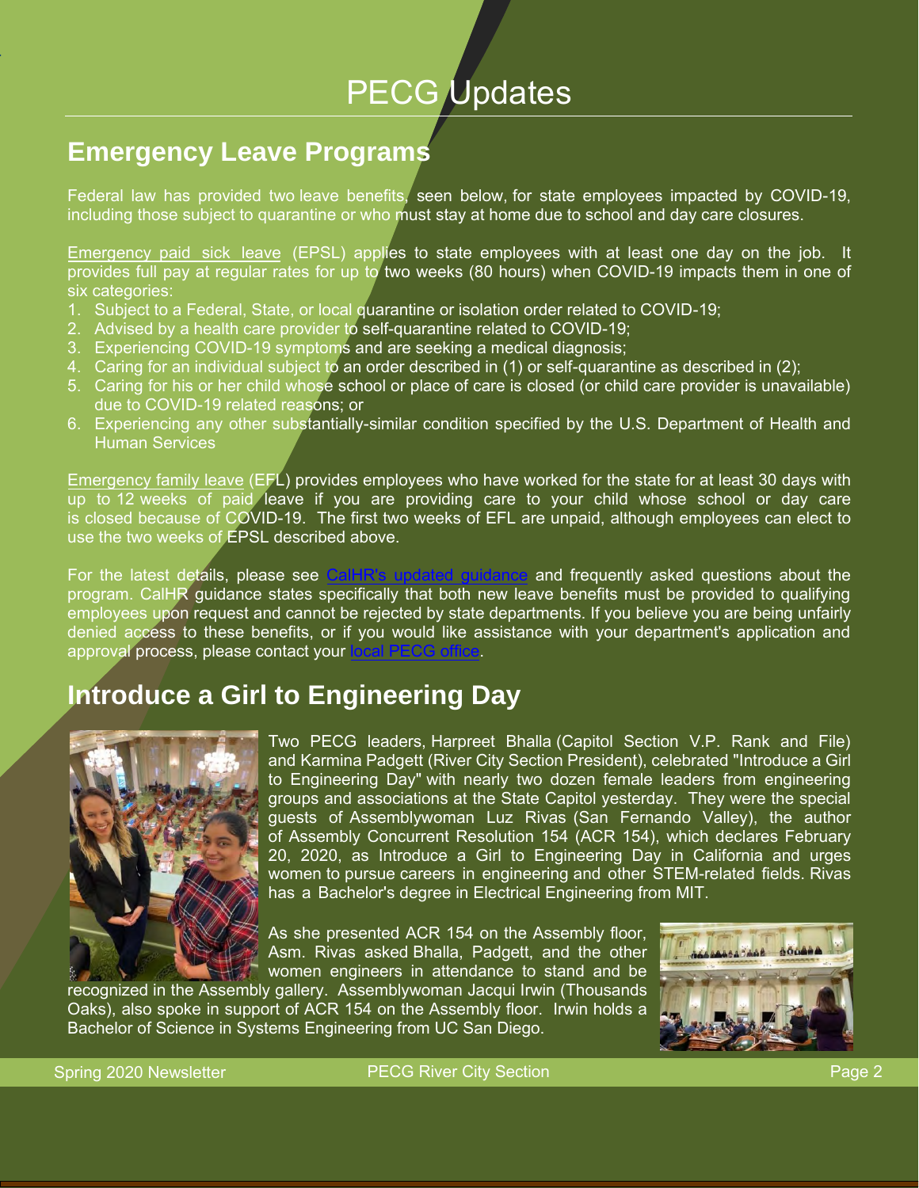# PECG Updates

## Emergency Leave Programs

Federal law has provided two leave benefits, seen below, for state employees impacted by COVID-19, including those subject to quarantine or who must stay at home due to school and day care closures.

Emergency paid sick leave (EPSL) applies to state employees with at least one day on the job. It provides full pay at regular rates for up to two weeks (80 hours) when COVID-19 impacts them in one of six categories:

1. Subject to a Federal, State, or local quarantine or isolation order related to COVID-19;
2. Advised by a health care provider to self-quarantine related to COVID-19;
3. Experiencing COVID-19 symptoms and are seeking a medical diagnosis;
4. Caring for an individual subject to an order described in (1) or self-quarantine as described in (2);
5. Caring for his or her child whose school or place of care is closed (or child care provider is unavailable) due to COVID-19 related reasons; or
6. Experiencing any other substantially-similar condition specified by the U.S. Department of Health and Human Services

Emergency family leave (EFL) provides employees who have worked for the state for at least 30 days with up to 12 weeks of paid leave if you are providing care to your child whose school or day care is closed because of COVID-19. The first two weeks of EFL are unpaid, although employees can elect to use the two weeks of EPSL described above.

For the latest details, please see CalHR's updated guidance and frequently asked questions about the program. CalHR guidance states specifically that both new leave benefits must be provided to qualifying employees upon request and cannot be rejected by state departments. If you believe you are being unfairly denied access to these benefits, or if you would like assistance with your department's application and approval process, please contact your local PECG office.

## Introduce a Girl to Engineering Day

Two PECG leaders, Harpreet Bhalla (Capitol Section V.P. Rank and File) and Karmina Padgett (River City Section President), celebrated "Introduce a Girl to Engineering Day" with nearly two dozen female leaders from engineering groups and associations at the State Capitol yesterday. They were the special guests of Assemblywoman Luz Rivas (San Fernando Valley), the author of Assembly Concurrent Resolution 154 (ACR 154), which declares February 20, 2020, as Introduce a Girl to Engineering Day in California and urges women to pursue careers in engineering and other STEM-related fields. Rivas has a Bachelor's degree in Electrical Engineering from MIT.

As she presented ACR 154 on the Assembly floor, Asm. Rivas asked Bhalla, Padgett, and the other women engineers in attendance to stand and be recognized in the Assembly gallery. Assemblywoman Jacqui Irwin (Thousands Oaks), also spoke in support of ACR 154 on the Assembly floor. Irwin holds a Bachelor of Science in Systems Engineering from UC San Diego.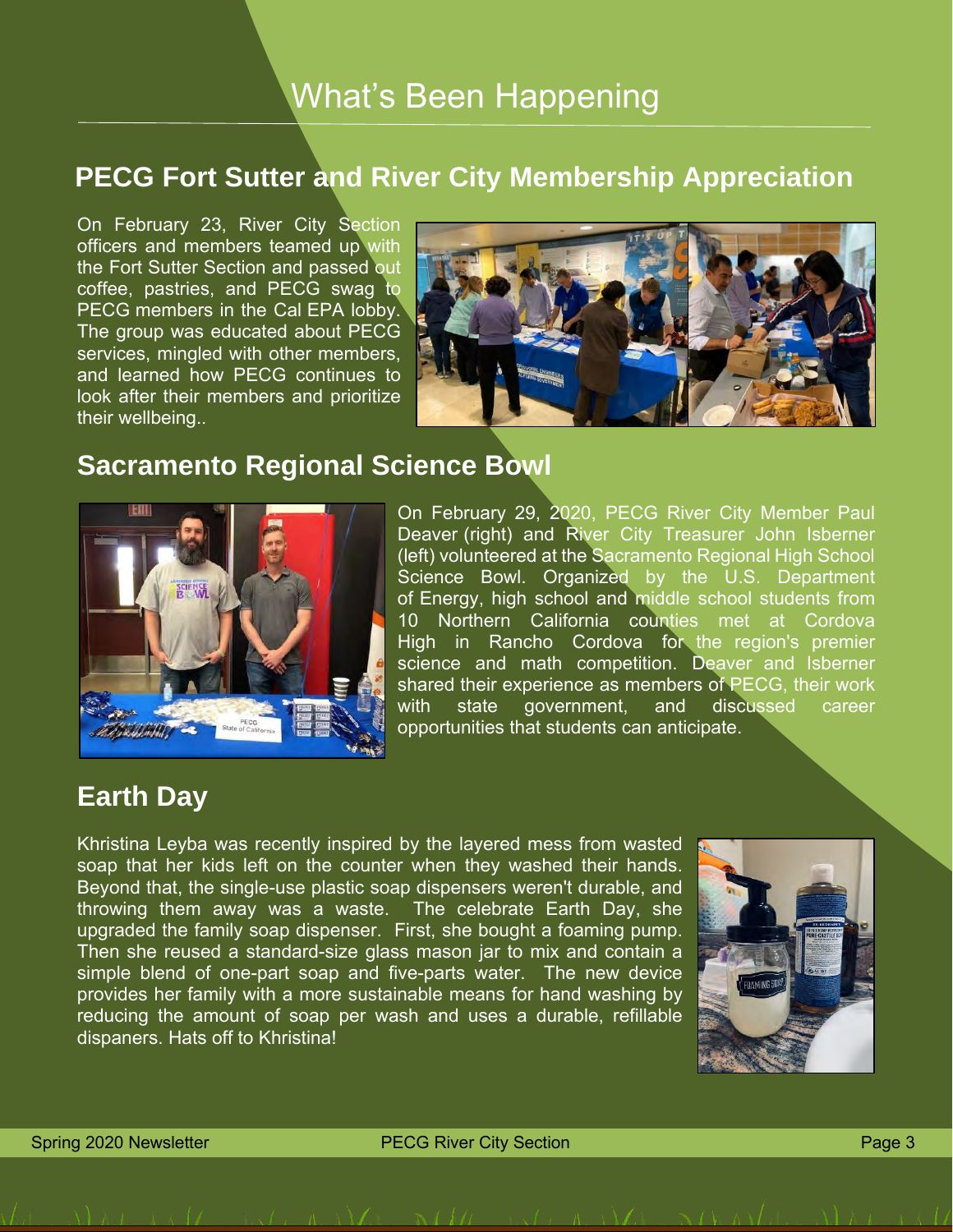# What's Been Happening

## PECG Fort Sutter and River City Membership Appreciation

On February 23, River City Section officers and members teamed up with the Fort Sutter Section and passed out coffee, pastries, and PECG swag to PECG members in the Cal EPA lobby. The group was educated about PECG services, mingled with other members, and learned how PECG continues to look after their members and prioritize their wellbeing..

## Sacramento Regional Science Bowl

On February 29, 2020, PECG River City Member Paul Deaver (right) and River City Treasurer John Isberner (left) volunteered at the Sacramento Regional High School Science Bowl. Organized by the U.S. Department of Energy, high school and middle school students from 10 Northern California counties met at Cordova High in Rancho Cordova for the region's premier science and math competition. Deaver and Isberner shared their experience as members of PECG, their work with state government, and discussed career opportunities that students can anticipate.

## Earth Day

Khristina Leyba was recently inspired by the layered mess from wasted soap that her kids left on the counter when they washed their hands. Beyond that, the single-use plastic soap dispensers weren't durable, and throwing them away was a waste. The celebrate Earth Day, she upgraded the family soap dispenser. First, she bought a foaming pump. Then she reused a standard-size glass mason jar to mix and contain a simple blend of one-part soap and five-parts water. The new device provides her family with a more sustainable means for hand washing by reducing the amount of soap per wash and uses a durable, refillable dispaners. Hats off to Khristina!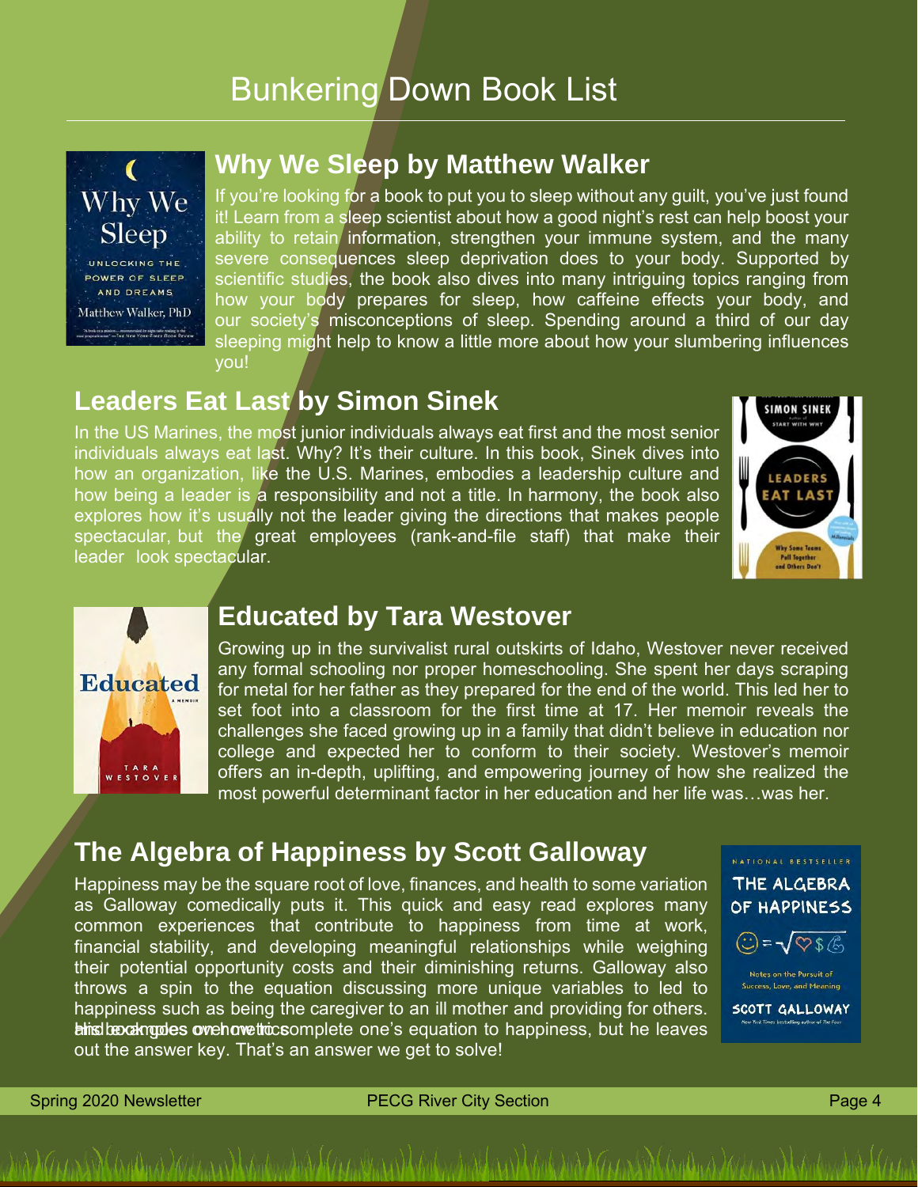# Bunkering Down Book List

## Why We Sleep by Matthew Walker

If you're looking for a book to put you to sleep without any guilt, you've just found it! Learn from a sleep scientist about how a good night's rest can help boost your ability to retain information, strengthen your immune system, and the many severe consequences sleep deprivation does to your body. Supported by scientific studies, the book also dives into many intriguing topics ranging from how your body prepares for sleep, how caffeine effects your body, and our society's misconceptions of sleep. Spending around a third of our day sleeping might help to know a little more about how your slumbering influences you!

## Leaders Eat Last by Simon Sinek

In the US Marines, the most junior individuals always eat first and the most senior individuals always eat last. Why? It's their culture. In this book, Sinek dives into how an organization, like the U.S. Marines, embodies a leadership culture and how being a leader is a responsibility and not a title. In harmony, the book also explores how it's usually not the leader giving the directions that makes people spectacular, but the great employees (rank-and-file staff) that make their leader look spectacular.

## Educated by Tara Westover

Growing up in the survivalist rural outskirts of Idaho, Westover never received any formal schooling nor proper homeschooling. She spent her days scraping for metal for her father as they prepared for the end of the world. This led her to set foot into a classroom for the first time at 17. Her memoir reveals the challenges she faced growing up in a family that didn't believe in education nor college and expected her to conform to their society. Westover's memoir offers an in-depth, uplifting, and empowering journey of how she realized the most powerful determinant factor in her education and her life was…was her.

## The Algebra of Happiness by Scott Galloway

Happiness may be the square root of love, finances, and health to some variation as Galloway comedically puts it. This quick and easy read explores many common experiences that contribute to happiness from time at work, financial stability, and developing meaningful relationships while weighing their potential opportunity costs and their diminishing returns. Galloway also throws a spin to the equation discussing more unique variables to led to happiness such as being the caregiver to an ill mother and providing for others. His book goes over how to complete one's equation to happiness, but he leaves out the answer key. That's an answer we get to solve!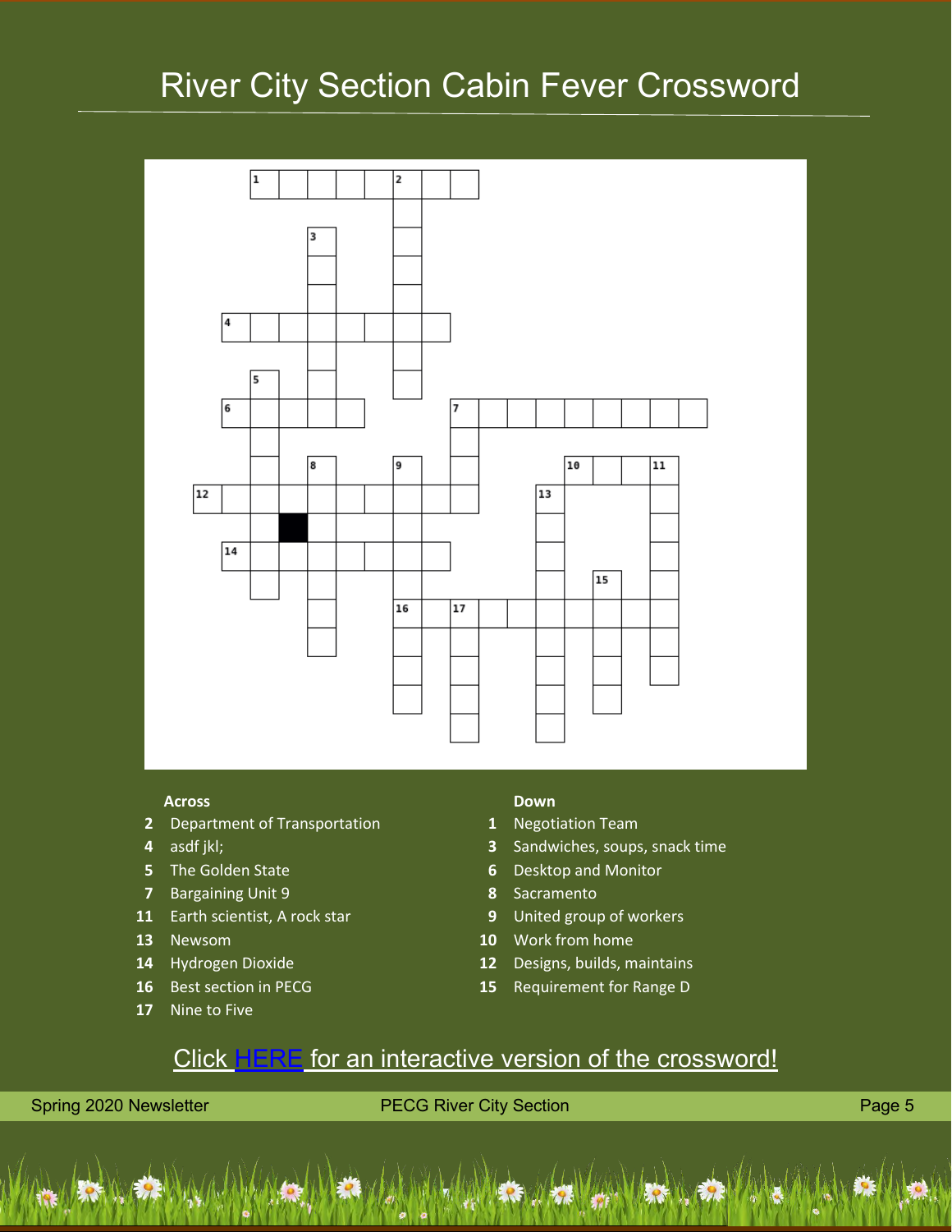# River City Section Cabin Fever Crossword

**Across**

2 Department of Transportation
4 asdf jkl;
5 The Golden State
7 Bargaining Unit 9
11 Earth scientist, A rock star
13 Newsom
14 Hydrogen Dioxide
16 Best section in PECG
17 Nine to Five

**Down**

1 Negotiation Team
3 Sandwiches, soups, snack time
6 Desktop and Monitor
8 Sacramento
9 United group of workers
10 Work from home
12 Designs, builds, maintains
15 Requirement for Range D

Click HERE for an interactive version of the crossword!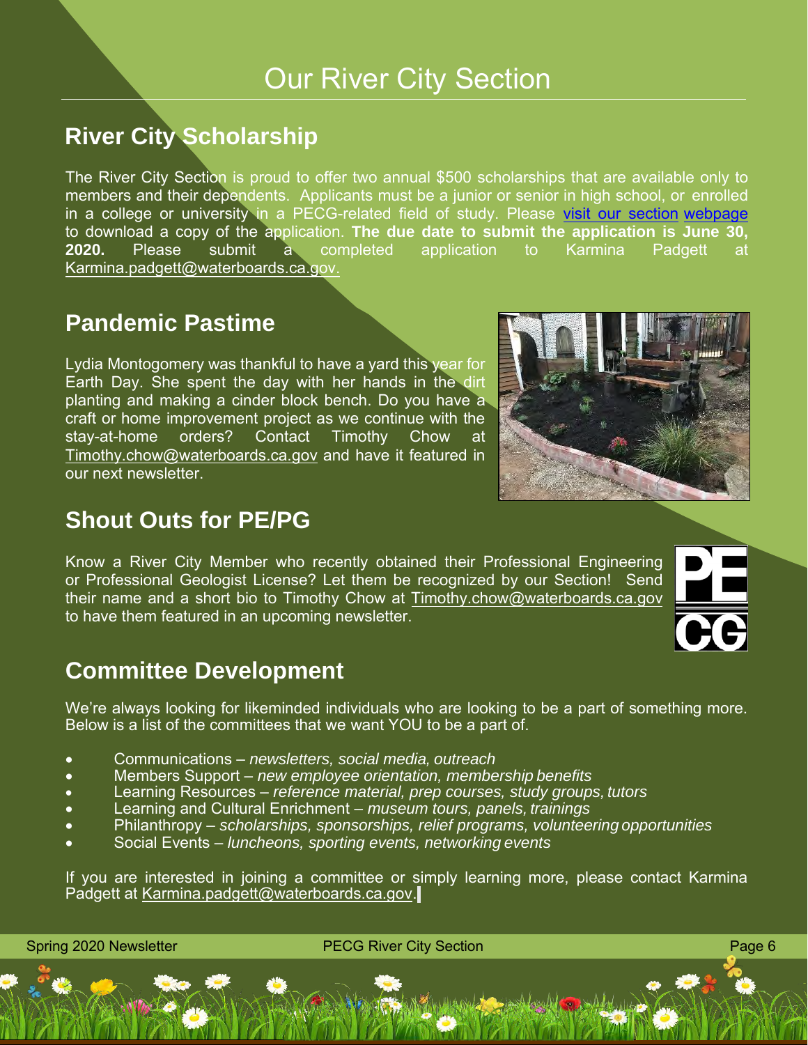# Our River City Section

## River City Scholarship

The River City Section is proud to offer two annual $500 scholarships that are available only to members and their dependents. Applicants must be a junior or senior in high school, or enrolled in a college or university in a PECG-related field of study. Please visit our section webpage to download a copy of the application. **The due date to submit the application is June 30, 2020.** Please submit a completed application to Karmina Padgett at Karmina.padgett@waterboards.ca.gov.

## Pandemic Pastime

Lydia Montogomery was thankful to have a yard this year for Earth Day. She spent the day with her hands in the dirt planting and making a cinder block bench. Do you have a craft or home improvement project as we continue with the stay-at-home orders? Contact Timothy Chow at Timothy.chow@waterboards.ca.gov and have it featured in our next newsletter.

## Shout Outs for PE/PG

Know a River City Member who recently obtained their Professional Engineering or Professional Geologist License? Let them be recognized by our Section! Send their name and a short bio to Timothy Chow at Timothy.chow@waterboards.ca.gov to have them featured in an upcoming newsletter.

## Committee Development

We're always looking for likeminded individuals who are looking to be a part of something more. Below is a list of the committees that we want YOU to be a part of.

- Communications – *newsletters, social media, outreach*
- Members Support – *new employee orientation, membership benefits*
- Learning Resources – *reference material, prep courses, study groups, tutors*
- Learning and Cultural Enrichment – *museum tours, panels, trainings*
- Philanthropy – *scholarships, sponsorships, relief programs, volunteering opportunities*
- Social Events – *luncheons, sporting events, networking events*

If you are interested in joining a committee or simply learning more, please contact Karmina Padgett at Karmina.padgett@waterboards.ca.gov.